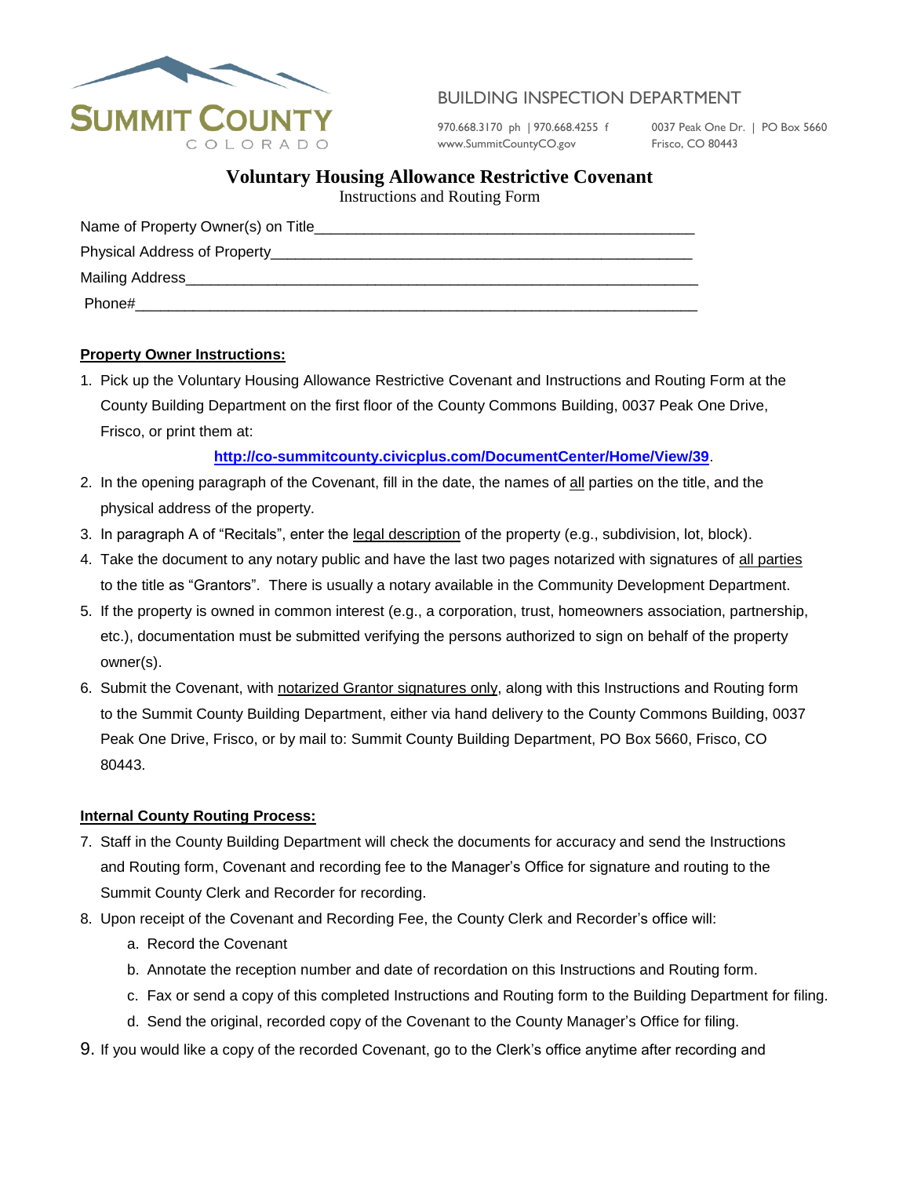SUMMIT COUNTY
COLORADO

BUILDING INSPECTION DEPARTMENT

970.668.3170 ph | 970.668.4255 f
www.SummitCountyCO.gov

0037 Peak One Dr. | PO Box 5660
Frisco, CO 80443

# Voluntary Housing Allowance Restrictive Covenant

Instructions and Routing Form

Name of Property Owner(s) on Title_______________________________________________

Physical Address of Property____________________________________________________

Mailing Address________________________________________________________________

Phone#_______________________________________________________________________

**Property Owner Instructions:**

1. Pick up the Voluntary Housing Allowance Restrictive Covenant and Instructions and Routing Form at the County Building Department on the first floor of the County Commons Building, 0037 Peak One Drive, Frisco, or print them at:

   **http://co-summitcounty.civicplus.com/DocumentCenter/Home/View/39**.
2. In the opening paragraph of the Covenant, fill in the date, the names of all parties on the title, and the physical address of the property.
3. In paragraph A of "Recitals", enter the legal description of the property (e.g., subdivision, lot, block).
4. Take the document to any notary public and have the last two pages notarized with signatures of all parties to the title as "Grantors". There is usually a notary available in the Community Development Department.
5. If the property is owned in common interest (e.g., a corporation, trust, homeowners association, partnership, etc.), documentation must be submitted verifying the persons authorized to sign on behalf of the property owner(s).
6. Submit the Covenant, with notarized Grantor signatures only, along with this Instructions and Routing form to the Summit County Building Department, either via hand delivery to the County Commons Building, 0037 Peak One Drive, Frisco, or by mail to: Summit County Building Department, PO Box 5660, Frisco, CO 80443.

**Internal County Routing Process:**

7. Staff in the County Building Department will check the documents for accuracy and send the Instructions and Routing form, Covenant and recording fee to the Manager's Office for signature and routing to the Summit County Clerk and Recorder for recording.
8. Upon receipt of the Covenant and Recording Fee, the County Clerk and Recorder's office will:
   a. Record the Covenant
   b. Annotate the reception number and date of recordation on this Instructions and Routing form.
   c. Fax or send a copy of this completed Instructions and Routing form to the Building Department for filing.
   d. Send the original, recorded copy of the Covenant to the County Manager's Office for filing.
9. If you would like a copy of the recorded Covenant, go to the Clerk's office anytime after recording and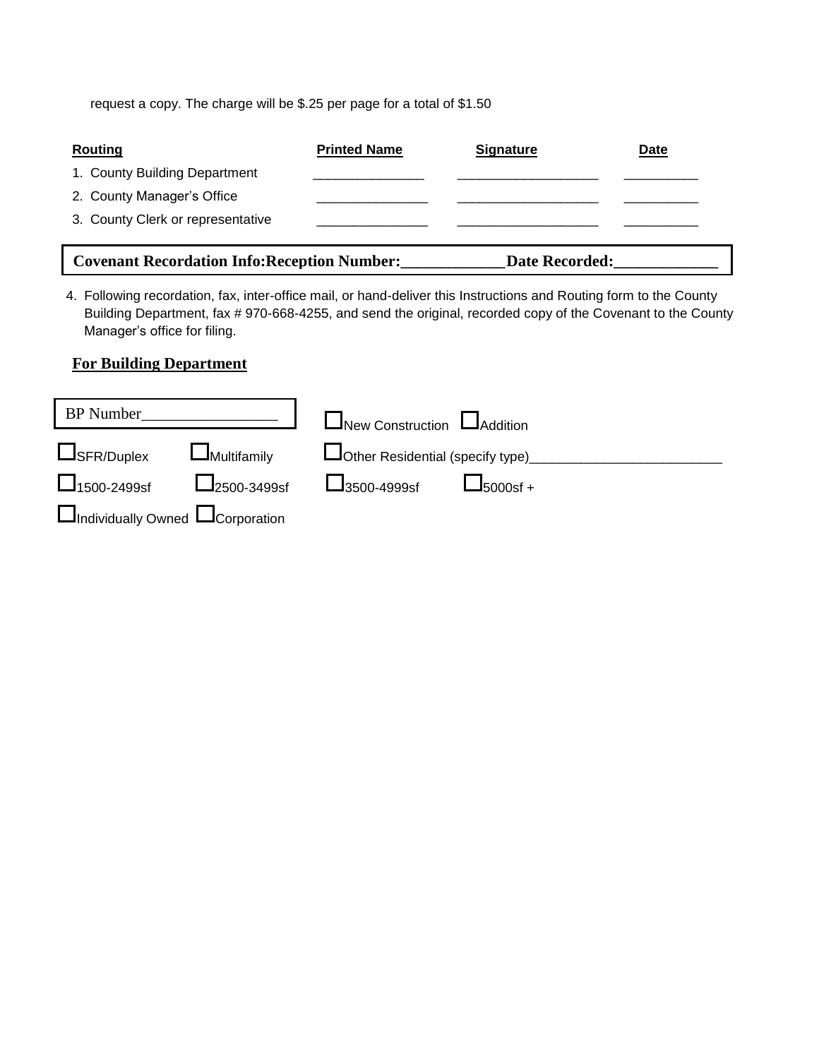request a copy. The charge will be $.25 per page for a total of $1.50

| Routing | Printed Name | Signature | Date |
|---|---|---|---|
| 1. County Building Department | _______________ | ___________________ | __________ |
| 2. County Manager's Office | _______________ | ___________________ | __________ |
| 3. County Clerk or representative | _______________ | ___________________ | __________ |

**Covenant Recordation Info:Reception Number:____________Date Recorded:____________**

4. Following recordation, fax, inter-office mail, or hand-deliver this Instructions and Routing form to the County Building Department, fax # 970-668-4255, and send the original, recorded copy of the Covenant to the County Manager's office for filing.

**For Building Department**

BP Number________________

☐ New Construction ☐ Addition

☐ SFR/Duplex ☐ Multifamily ☐ Other Residential (specify type)_________________________

☐ 1500-2499sf ☐ 2500-3499sf ☐ 3500-4999sf ☐ 5000sf +

☐ Individually Owned ☐ Corporation